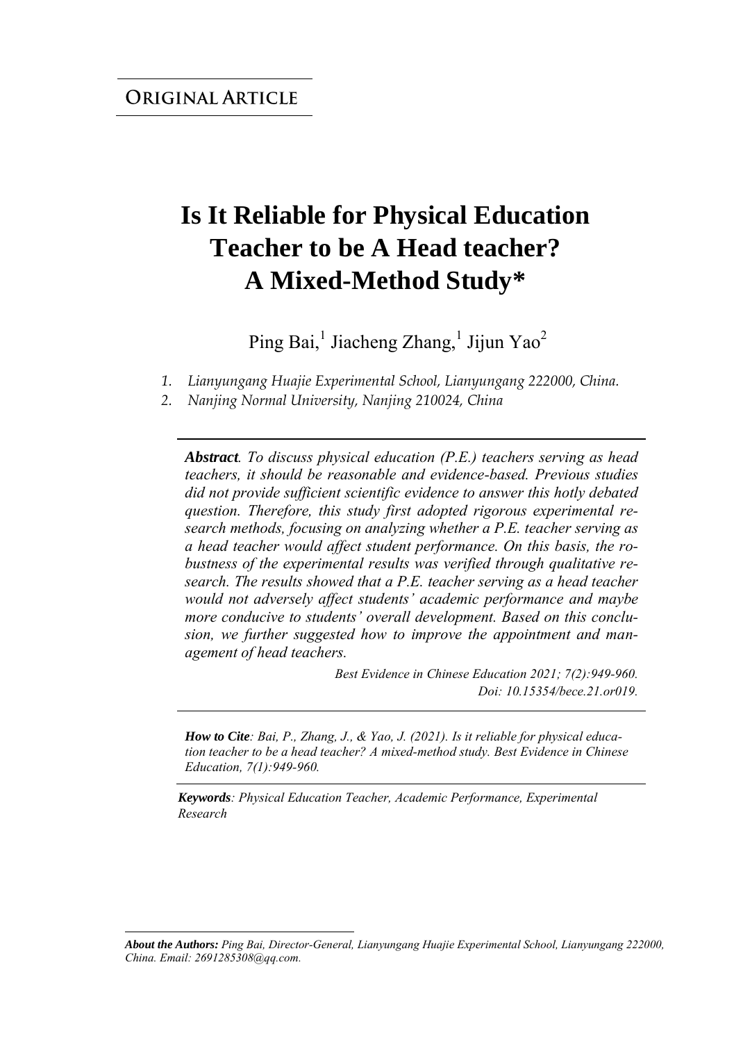**ORIGINAL ARTICLE**

# Is It Reliable for Physical Education Teacher to be A Head teacher? A Mixed-Method Study*

Ping Bai,[1] Jiacheng Zhang,[1] Jijun Yao[2]

1. *Lianyungang Huajie Experimental School, Lianyungang 222000, China.*
2. *Nanjing Normal University, Nanjing 210024, China*

***Abstract****. To discuss physical education (P.E.) teachers serving as head teachers, it should be reasonable and evidence-based. Previous studies did not provide sufficient scientific evidence to answer this hotly debated question. Therefore, this study first adopted rigorous experimental research methods, focusing on analyzing whether a P.E. teacher serving as a head teacher would affect student performance. On this basis, the robustness of the experimental results was verified through qualitative research. The results showed that a P.E. teacher serving as a head teacher would not adversely affect students' academic performance and maybe more conducive to students' overall development. Based on this conclusion, we further suggested how to improve the appointment and management of head teachers.*

*Best Evidence in Chinese Education 2021; 7(2):949-960.*
*Doi: 10.15354/bece.21.or019.*

***How to Cite****: Bai, P., Zhang, J., & Yao, J. (2021). Is it reliable for physical education teacher to be a head teacher? A mixed-method study. Best Evidence in Chinese Education, 7(1):949-960.*

***Keywords****: Physical Education Teacher, Academic Performance, Experimental Research*

***About the Authors:*** *Ping Bai, Director-General, Lianyungang Huajie Experimental School, Lianyungang 222000, China. Email: 2691285308@qq.com.*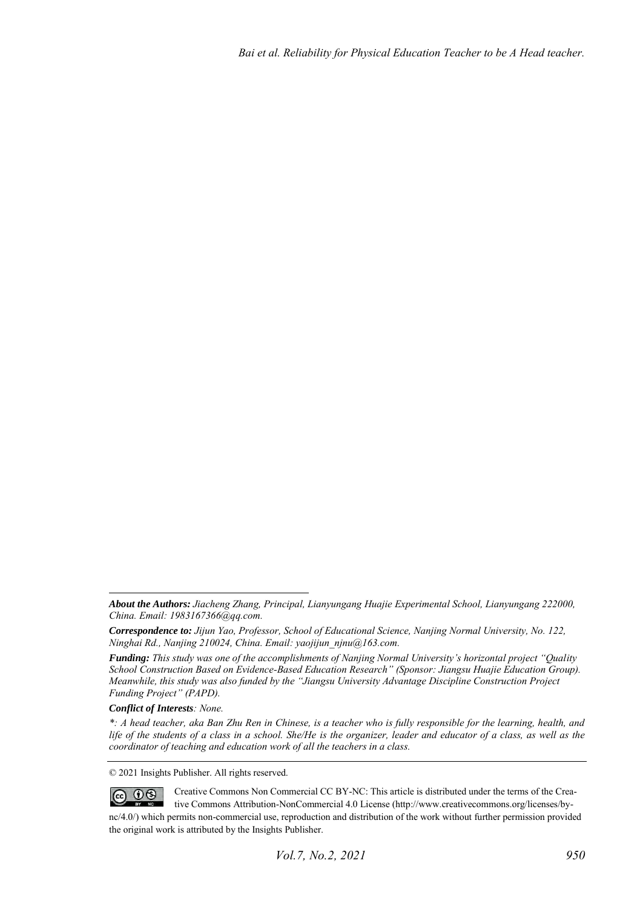***About the Authors:*** *Jiacheng Zhang, Principal, Lianyungang Huajie Experimental School, Lianyungang 222000, China. Email: 1983167366@qq.com.*

***Correspondence to:*** *Jijun Yao, Professor, School of Educational Science, Nanjing Normal University, No. 122, Ninghai Rd., Nanjing 210024, China. Email: yaojijun_njnu@163.com.*

***Funding:*** *This study was one of the accomplishments of Nanjing Normal University's horizontal project "Quality School Construction Based on Evidence-Based Education Research" (Sponsor: Jiangsu Huajie Education Group). Meanwhile, this study was also funded by the "Jiangsu University Advantage Discipline Construction Project Funding Project" (PAPD).*

***Conflict of Interests****: None.*

*\*: A head teacher, aka Ban Zhu Ren in Chinese, is a teacher who is fully responsible for the learning, health, and life of the students of a class in a school. She/He is the organizer, leader and educator of a class, as well as the coordinator of teaching and education work of all the teachers in a class.*

© 2021 Insights Publisher. All rights reserved.

Creative Commons Non Commercial CC BY-NC: This article is distributed under the terms of the Creative Commons Attribution-NonCommercial 4.0 License (http://www.creativecommons.org/licenses/by-nc/4.0/) which permits non-commercial use, reproduction and distribution of the work without further permission provided the original work is attributed by the Insights Publisher.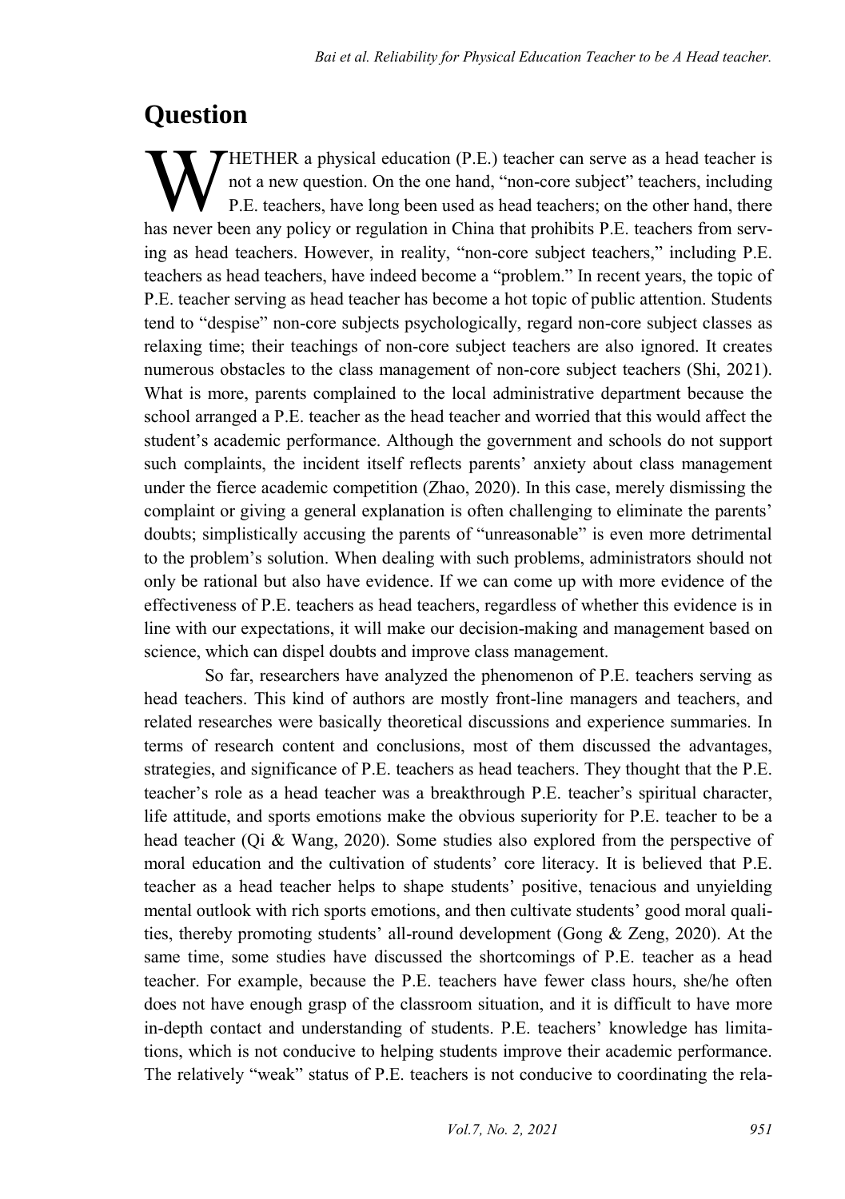# Question

WHETHER a physical education (P.E.) teacher can serve as a head teacher is not a new question. On the one hand, "non-core subject" teachers, including P.E. teachers, have long been used as head teachers; on the other hand, there has never been any policy or regulation in China that prohibits P.E. teachers from serving as head teachers. However, in reality, "non-core subject teachers," including P.E. teachers as head teachers, have indeed become a "problem." In recent years, the topic of P.E. teacher serving as head teacher has become a hot topic of public attention. Students tend to "despise" non-core subjects psychologically, regard non-core subject classes as relaxing time; their teachings of non-core subject teachers are also ignored. It creates numerous obstacles to the class management of non-core subject teachers (Shi, 2021). What is more, parents complained to the local administrative department because the school arranged a P.E. teacher as the head teacher and worried that this would affect the student's academic performance. Although the government and schools do not support such complaints, the incident itself reflects parents' anxiety about class management under the fierce academic competition (Zhao, 2020). In this case, merely dismissing the complaint or giving a general explanation is often challenging to eliminate the parents' doubts; simplistically accusing the parents of "unreasonable" is even more detrimental to the problem's solution. When dealing with such problems, administrators should not only be rational but also have evidence. If we can come up with more evidence of the effectiveness of P.E. teachers as head teachers, regardless of whether this evidence is in line with our expectations, it will make our decision-making and management based on science, which can dispel doubts and improve class management.

So far, researchers have analyzed the phenomenon of P.E. teachers serving as head teachers. This kind of authors are mostly front-line managers and teachers, and related researches were basically theoretical discussions and experience summaries. In terms of research content and conclusions, most of them discussed the advantages, strategies, and significance of P.E. teachers as head teachers. They thought that the P.E. teacher's role as a head teacher was a breakthrough P.E. teacher's spiritual character, life attitude, and sports emotions make the obvious superiority for P.E. teacher to be a head teacher (Qi & Wang, 2020). Some studies also explored from the perspective of moral education and the cultivation of students' core literacy. It is believed that P.E. teacher as a head teacher helps to shape students' positive, tenacious and unyielding mental outlook with rich sports emotions, and then cultivate students' good moral qualities, thereby promoting students' all-round development (Gong & Zeng, 2020). At the same time, some studies have discussed the shortcomings of P.E. teacher as a head teacher. For example, because the P.E. teachers have fewer class hours, she/he often does not have enough grasp of the classroom situation, and it is difficult to have more in-depth contact and understanding of students. P.E. teachers' knowledge has limitations, which is not conducive to helping students improve their academic performance. The relatively "weak" status of P.E. teachers is not conducive to coordinating the rela-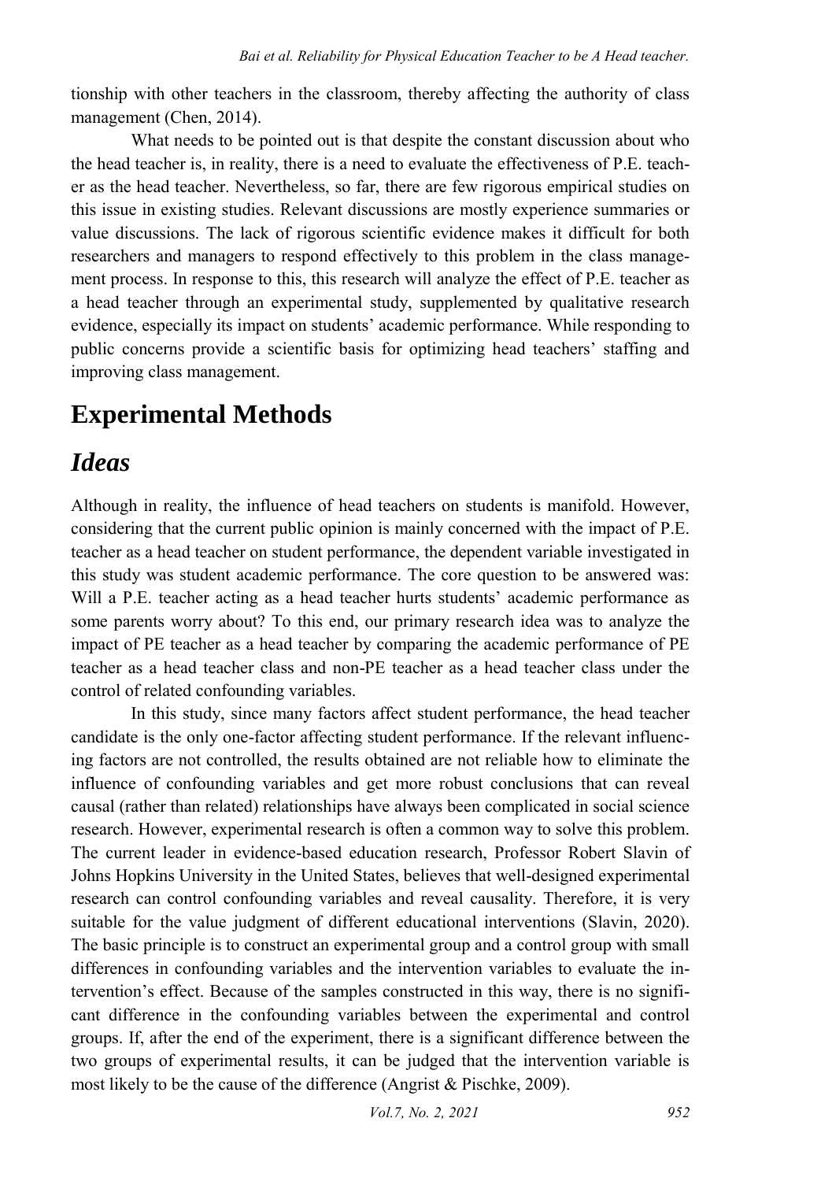tionship with other teachers in the classroom, thereby affecting the authority of class management (Chen, 2014).

What needs to be pointed out is that despite the constant discussion about who the head teacher is, in reality, there is a need to evaluate the effectiveness of P.E. teacher as the head teacher. Nevertheless, so far, there are few rigorous empirical studies on this issue in existing studies. Relevant discussions are mostly experience summaries or value discussions. The lack of rigorous scientific evidence makes it difficult for both researchers and managers to respond effectively to this problem in the class management process. In response to this, this research will analyze the effect of P.E. teacher as a head teacher through an experimental study, supplemented by qualitative research evidence, especially its impact on students' academic performance. While responding to public concerns provide a scientific basis for optimizing head teachers' staffing and improving class management.

# Experimental Methods

## *Ideas*

Although in reality, the influence of head teachers on students is manifold. However, considering that the current public opinion is mainly concerned with the impact of P.E. teacher as a head teacher on student performance, the dependent variable investigated in this study was student academic performance. The core question to be answered was: Will a P.E. teacher acting as a head teacher hurts students' academic performance as some parents worry about? To this end, our primary research idea was to analyze the impact of PE teacher as a head teacher by comparing the academic performance of PE teacher as a head teacher class and non-PE teacher as a head teacher class under the control of related confounding variables.

In this study, since many factors affect student performance, the head teacher candidate is the only one-factor affecting student performance. If the relevant influencing factors are not controlled, the results obtained are not reliable how to eliminate the influence of confounding variables and get more robust conclusions that can reveal causal (rather than related) relationships have always been complicated in social science research. However, experimental research is often a common way to solve this problem. The current leader in evidence-based education research, Professor Robert Slavin of Johns Hopkins University in the United States, believes that well-designed experimental research can control confounding variables and reveal causality. Therefore, it is very suitable for the value judgment of different educational interventions (Slavin, 2020). The basic principle is to construct an experimental group and a control group with small differences in confounding variables and the intervention variables to evaluate the intervention's effect. Because of the samples constructed in this way, there is no significant difference in the confounding variables between the experimental and control groups. If, after the end of the experiment, there is a significant difference between the two groups of experimental results, it can be judged that the intervention variable is most likely to be the cause of the difference (Angrist & Pischke, 2009).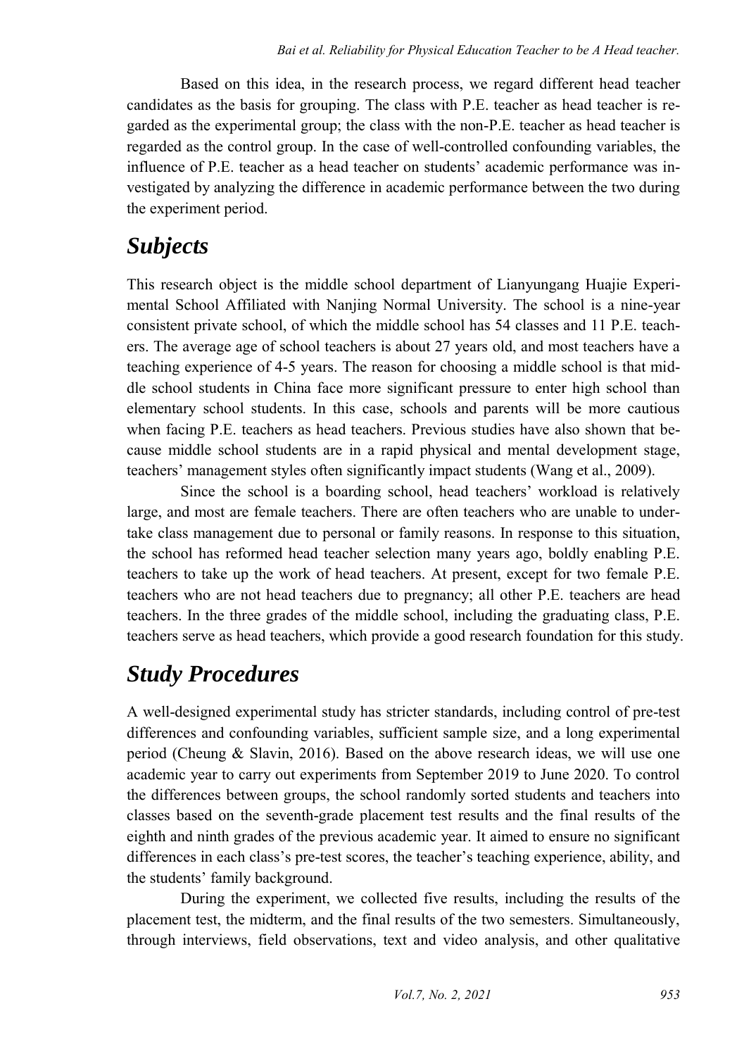Based on this idea, in the research process, we regard different head teacher candidates as the basis for grouping. The class with P.E. teacher as head teacher is regarded as the experimental group; the class with the non-P.E. teacher as head teacher is regarded as the control group. In the case of well-controlled confounding variables, the influence of P.E. teacher as a head teacher on students' academic performance was investigated by analyzing the difference in academic performance between the two during the experiment period.

## *Subjects*

This research object is the middle school department of Lianyungang Huajie Experimental School Affiliated with Nanjing Normal University. The school is a nine-year consistent private school, of which the middle school has 54 classes and 11 P.E. teachers. The average age of school teachers is about 27 years old, and most teachers have a teaching experience of 4-5 years. The reason for choosing a middle school is that middle school students in China face more significant pressure to enter high school than elementary school students. In this case, schools and parents will be more cautious when facing P.E. teachers as head teachers. Previous studies have also shown that because middle school students are in a rapid physical and mental development stage, teachers' management styles often significantly impact students (Wang et al., 2009).

Since the school is a boarding school, head teachers' workload is relatively large, and most are female teachers. There are often teachers who are unable to undertake class management due to personal or family reasons. In response to this situation, the school has reformed head teacher selection many years ago, boldly enabling P.E. teachers to take up the work of head teachers. At present, except for two female P.E. teachers who are not head teachers due to pregnancy; all other P.E. teachers are head teachers. In the three grades of the middle school, including the graduating class, P.E. teachers serve as head teachers, which provide a good research foundation for this study.

## *Study Procedures*

A well-designed experimental study has stricter standards, including control of pre-test differences and confounding variables, sufficient sample size, and a long experimental period (Cheung & Slavin, 2016). Based on the above research ideas, we will use one academic year to carry out experiments from September 2019 to June 2020. To control the differences between groups, the school randomly sorted students and teachers into classes based on the seventh-grade placement test results and the final results of the eighth and ninth grades of the previous academic year. It aimed to ensure no significant differences in each class's pre-test scores, the teacher's teaching experience, ability, and the students' family background.

During the experiment, we collected five results, including the results of the placement test, the midterm, and the final results of the two semesters. Simultaneously, through interviews, field observations, text and video analysis, and other qualitative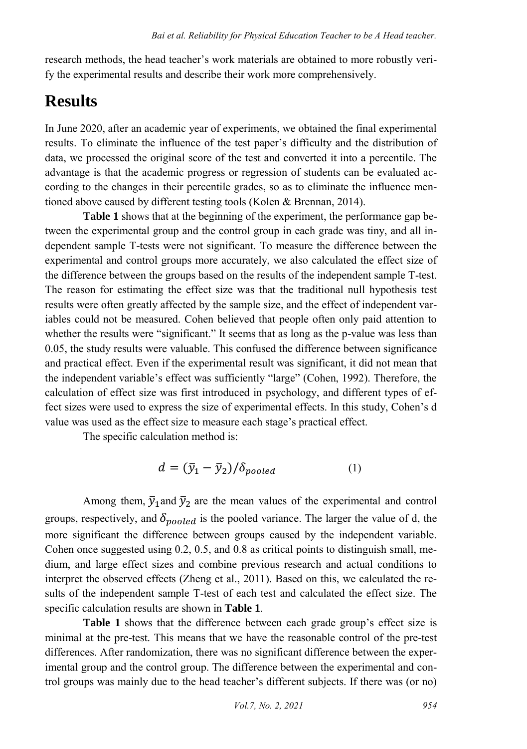research methods, the head teacher's work materials are obtained to more robustly verify the experimental results and describe their work more comprehensively.

# Results

In June 2020, after an academic year of experiments, we obtained the final experimental results. To eliminate the influence of the test paper's difficulty and the distribution of data, we processed the original score of the test and converted it into a percentile. The advantage is that the academic progress or regression of students can be evaluated according to the changes in their percentile grades, so as to eliminate the influence mentioned above caused by different testing tools (Kolen & Brennan, 2014).

**Table 1** shows that at the beginning of the experiment, the performance gap between the experimental group and the control group in each grade was tiny, and all independent sample T-tests were not significant. To measure the difference between the experimental and control groups more accurately, we also calculated the effect size of the difference between the groups based on the results of the independent sample T-test. The reason for estimating the effect size was that the traditional null hypothesis test results were often greatly affected by the sample size, and the effect of independent variables could not be measured. Cohen believed that people often only paid attention to whether the results were "significant." It seems that as long as the p-value was less than 0.05, the study results were valuable. This confused the difference between significance and practical effect. Even if the experimental result was significant, it did not mean that the independent variable's effect was sufficiently "large" (Cohen, 1992). Therefore, the calculation of effect size was first introduced in psychology, and different types of effect sizes were used to express the size of experimental effects. In this study, Cohen's d value was used as the effect size to measure each stage's practical effect.

The specific calculation method is:

$$d = (\bar{y}_1 - \bar{y}_2)/\delta_{pooled} \tag{1}$$

Among them, $\bar{y}_1$ and $\bar{y}_2$ are the mean values of the experimental and control groups, respectively, and $\delta_{pooled}$ is the pooled variance. The larger the value of d, the more significant the difference between groups caused by the independent variable. Cohen once suggested using 0.2, 0.5, and 0.8 as critical points to distinguish small, medium, and large effect sizes and combine previous research and actual conditions to interpret the observed effects (Zheng et al., 2011). Based on this, we calculated the results of the independent sample T-test of each test and calculated the effect size. The specific calculation results are shown in **Table 1**.

**Table 1** shows that the difference between each grade group's effect size is minimal at the pre-test. This means that we have the reasonable control of the pre-test differences. After randomization, there was no significant difference between the experimental group and the control group. The difference between the experimental and control groups was mainly due to the head teacher's different subjects. If there was (or no)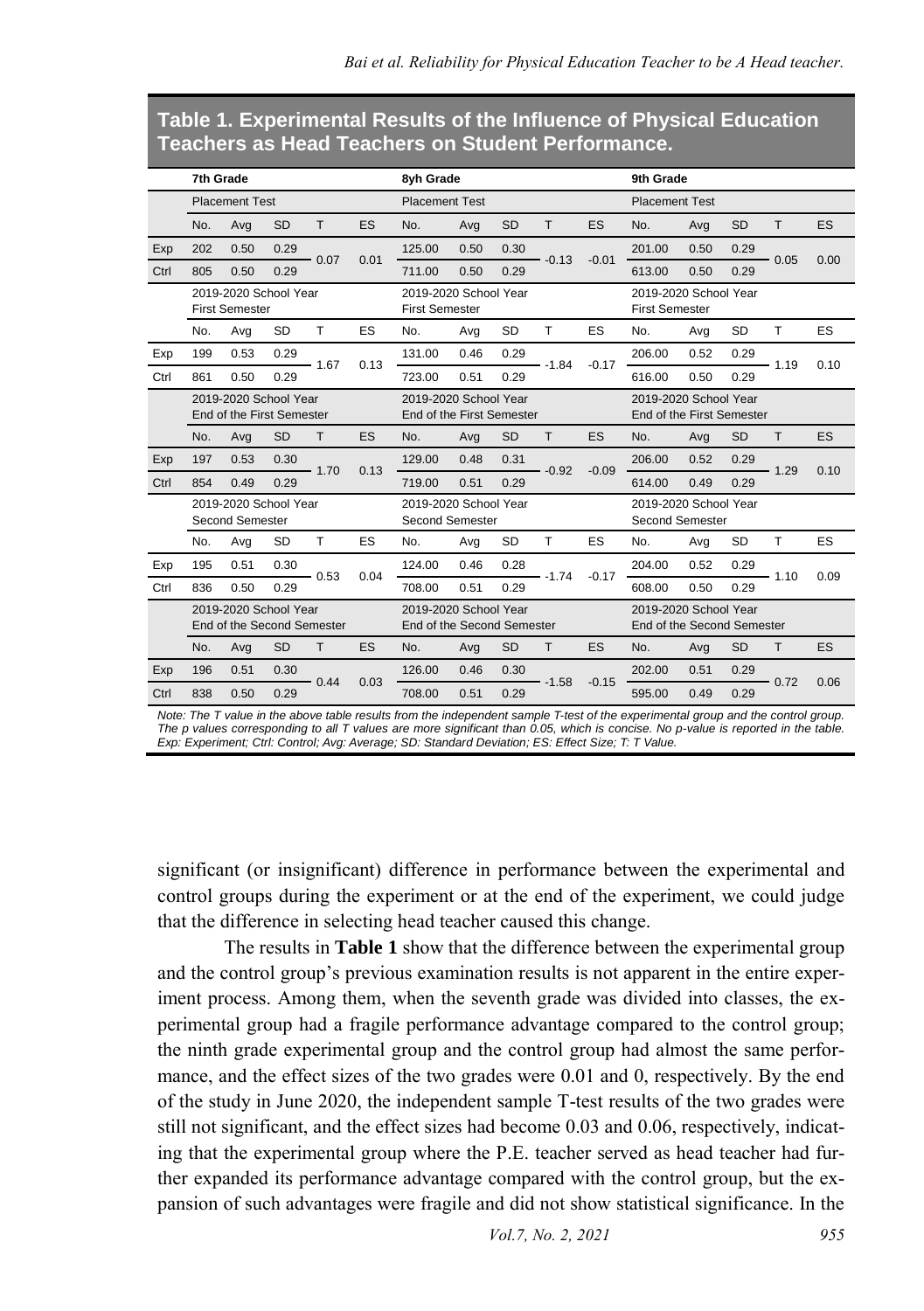**Table 1. Experimental Results of the Influence of Physical Education Teachers as Head Teachers on Student Performance.**

| | 7th Grade | | | | | 8yh Grade | | | | | 9th Grade | | | | |
|---|---|---|---|---|---|---|---|---|---|---|---|---|---|---|---|
| | Placement Test | | | | | Placement Test | | | | | Placement Test | | | | |
| | No. | Avg | SD | T | ES | No. | Avg | SD | T | ES | No. | Avg | SD | T | ES |
| Exp | 202 | 0.50 | 0.29 | 0.07 | 0.01 | 125.00 | 0.50 | 0.30 | -0.13 | -0.01 | 201.00 | 0.50 | 0.29 | 0.05 | 0.00 |
| Ctrl | 805 | 0.50 | 0.29 | | | 711.00 | 0.50 | 0.29 | | | 613.00 | 0.50 | 0.29 | | |
| | 2019-2020 School Year First Semester | | | | | 2019-2020 School Year First Semester | | | | | 2019-2020 School Year First Semester | | | | |
| | No. | Avg | SD | T | ES | No. | Avg | SD | T | ES | No. | Avg | SD | T | ES |
| Exp | 199 | 0.53 | 0.29 | 1.67 | 0.13 | 131.00 | 0.46 | 0.29 | -1.84 | -0.17 | 206.00 | 0.52 | 0.29 | 1.19 | 0.10 |
| Ctrl | 861 | 0.50 | 0.29 | | | 723.00 | 0.51 | 0.29 | | | 616.00 | 0.50 | 0.29 | | |
| | 2019-2020 School Year End of the First Semester | | | | | 2019-2020 School Year End of the First Semester | | | | | 2019-2020 School Year End of the First Semester | | | | |
| | No. | Avg | SD | T | ES | No. | Avg | SD | T | ES | No. | Avg | SD | T | ES |
| Exp | 197 | 0.53 | 0.30 | 1.70 | 0.13 | 129.00 | 0.48 | 0.31 | -0.92 | -0.09 | 206.00 | 0.52 | 0.29 | 1.29 | 0.10 |
| Ctrl | 854 | 0.49 | 0.29 | | | 719.00 | 0.51 | 0.29 | | | 614.00 | 0.49 | 0.29 | | |
| | 2019-2020 School Year Second Semester | | | | | 2019-2020 School Year Second Semester | | | | | 2019-2020 School Year Second Semester | | | | |
| | No. | Avg | SD | T | ES | No. | Avg | SD | T | ES | No. | Avg | SD | T | ES |
| Exp | 195 | 0.51 | 0.30 | 0.53 | 0.04 | 124.00 | 0.46 | 0.28 | -1.74 | -0.17 | 204.00 | 0.52 | 0.29 | 1.10 | 0.09 |
| Ctrl | 836 | 0.50 | 0.29 | | | 708.00 | 0.51 | 0.29 | | | 608.00 | 0.50 | 0.29 | | |
| | 2019-2020 School Year End of the Second Semester | | | | | 2019-2020 School Year End of the Second Semester | | | | | 2019-2020 School Year End of the Second Semester | | | | |
| | No. | Avg | SD | T | ES | No. | Avg | SD | T | ES | No. | Avg | SD | T | ES |
| Exp | 196 | 0.51 | 0.30 | 0.44 | 0.03 | 126.00 | 0.46 | 0.30 | -1.58 | -0.15 | 202.00 | 0.51 | 0.29 | 0.72 | 0.06 |
| Ctrl | 838 | 0.50 | 0.29 | | | 708.00 | 0.51 | 0.29 | | | 595.00 | 0.49 | 0.29 | | |

*Note: The T value in the above table results from the independent sample T-test of the experimental group and the control group. The p values corresponding to all T values are more significant than 0.05, which is concise. No p-value is reported in the table. Exp: Experiment; Ctrl: Control; Avg: Average; SD: Standard Deviation; ES: Effect Size; T: T Value.*

significant (or insignificant) difference in performance between the experimental and control groups during the experiment or at the end of the experiment, we could judge that the difference in selecting head teacher caused this change.

The results in **Table 1** show that the difference between the experimental group and the control group's previous examination results is not apparent in the entire experiment process. Among them, when the seventh grade was divided into classes, the experimental group had a fragile performance advantage compared to the control group; the ninth grade experimental group and the control group had almost the same performance, and the effect sizes of the two grades were 0.01 and 0, respectively. By the end of the study in June 2020, the independent sample T-test results of the two grades were still not significant, and the effect sizes had become 0.03 and 0.06, respectively, indicating that the experimental group where the P.E. teacher served as head teacher had further expanded its performance advantage compared with the control group, but the expansion of such advantages were fragile and did not show statistical significance. In the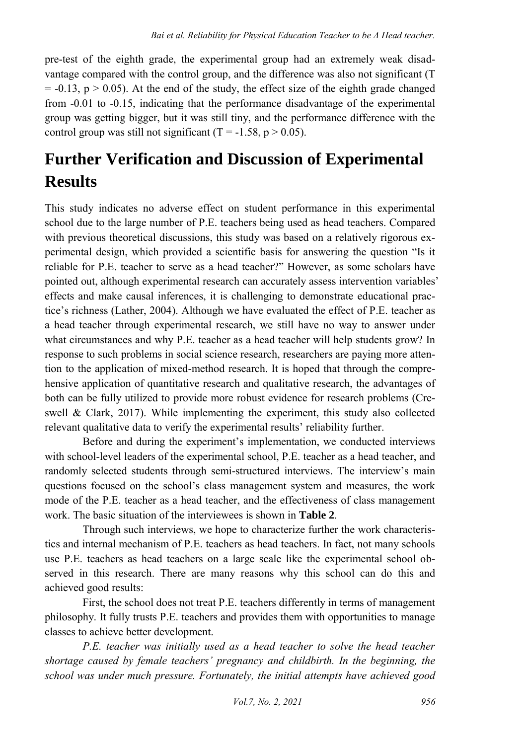pre-test of the eighth grade, the experimental group had an extremely weak disadvantage compared with the control group, and the difference was also not significant ($T = -0.13$, $p > 0.05$). At the end of the study, the effect size of the eighth grade changed from -0.01 to -0.15, indicating that the performance disadvantage of the experimental group was getting bigger, but it was still tiny, and the performance difference with the control group was still not significant ($T = -1.58$, $p > 0.05$).

# Further Verification and Discussion of Experimental Results

This study indicates no adverse effect on student performance in this experimental school due to the large number of P.E. teachers being used as head teachers. Compared with previous theoretical discussions, this study was based on a relatively rigorous experimental design, which provided a scientific basis for answering the question "Is it reliable for P.E. teacher to serve as a head teacher?" However, as some scholars have pointed out, although experimental research can accurately assess intervention variables' effects and make causal inferences, it is challenging to demonstrate educational practice's richness (Lather, 2004). Although we have evaluated the effect of P.E. teacher as a head teacher through experimental research, we still have no way to answer under what circumstances and why P.E. teacher as a head teacher will help students grow? In response to such problems in social science research, researchers are paying more attention to the application of mixed-method research. It is hoped that through the comprehensive application of quantitative research and qualitative research, the advantages of both can be fully utilized to provide more robust evidence for research problems (Creswell & Clark, 2017). While implementing the experiment, this study also collected relevant qualitative data to verify the experimental results' reliability further.

Before and during the experiment's implementation, we conducted interviews with school-level leaders of the experimental school, P.E. teacher as a head teacher, and randomly selected students through semi-structured interviews. The interview's main questions focused on the school's class management system and measures, the work mode of the P.E. teacher as a head teacher, and the effectiveness of class management work. The basic situation of the interviewees is shown in **Table 2**.

Through such interviews, we hope to characterize further the work characteristics and internal mechanism of P.E. teachers as head teachers. In fact, not many schools use P.E. teachers as head teachers on a large scale like the experimental school observed in this research. There are many reasons why this school can do this and achieved good results:

First, the school does not treat P.E. teachers differently in terms of management philosophy. It fully trusts P.E. teachers and provides them with opportunities to manage classes to achieve better development.

*P.E. teacher was initially used as a head teacher to solve the head teacher shortage caused by female teachers' pregnancy and childbirth. In the beginning, the school was under much pressure. Fortunately, the initial attempts have achieved good*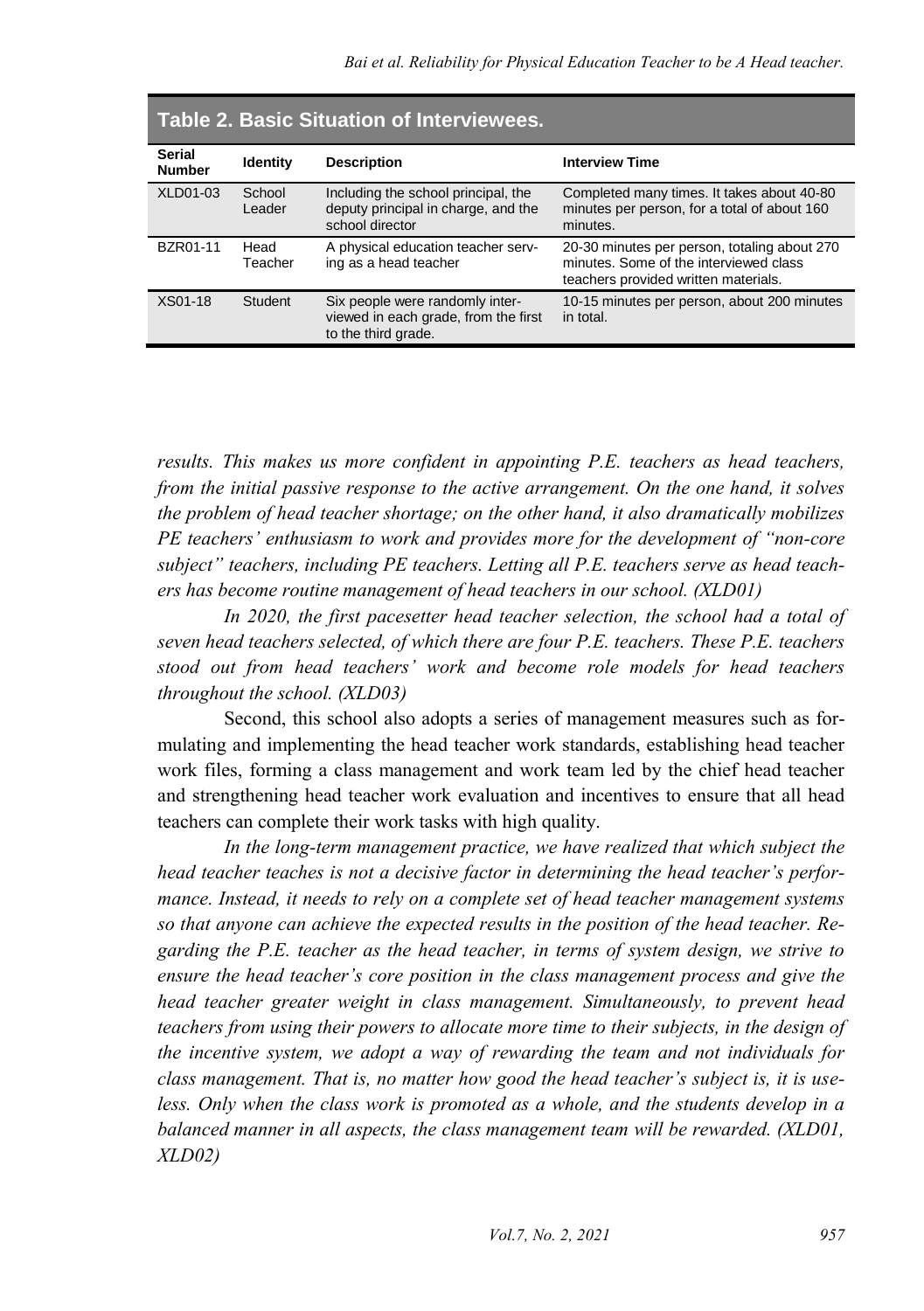**Table 2. Basic Situation of Interviewees.**

| Serial Number | Identity | Description | Interview Time |
|---|---|---|---|
| XLD01-03 | School Leader | Including the school principal, the deputy principal in charge, and the school director | Completed many times. It takes about 40-80 minutes per person, for a total of about 160 minutes. |
| BZR01-11 | Head Teacher | A physical education teacher serving as a head teacher | 20-30 minutes per person, totaling about 270 minutes. Some of the interviewed class teachers provided written materials. |
| XS01-18 | Student | Six people were randomly interviewed in each grade, from the first to the third grade. | 10-15 minutes per person, about 200 minutes in total. |

*results. This makes us more confident in appointing P.E. teachers as head teachers, from the initial passive response to the active arrangement. On the one hand, it solves the problem of head teacher shortage; on the other hand, it also dramatically mobilizes PE teachers' enthusiasm to work and provides more for the development of "non-core subject" teachers, including PE teachers. Letting all P.E. teachers serve as head teachers has become routine management of head teachers in our school. (XLD01)*

*In 2020, the first pacesetter head teacher selection, the school had a total of seven head teachers selected, of which there are four P.E. teachers. These P.E. teachers stood out from head teachers' work and become role models for head teachers throughout the school. (XLD03)*

Second, this school also adopts a series of management measures such as formulating and implementing the head teacher work standards, establishing head teacher work files, forming a class management and work team led by the chief head teacher and strengthening head teacher work evaluation and incentives to ensure that all head teachers can complete their work tasks with high quality.

*In the long-term management practice, we have realized that which subject the head teacher teaches is not a decisive factor in determining the head teacher's performance. Instead, it needs to rely on a complete set of head teacher management systems so that anyone can achieve the expected results in the position of the head teacher. Regarding the P.E. teacher as the head teacher, in terms of system design, we strive to ensure the head teacher's core position in the class management process and give the head teacher greater weight in class management. Simultaneously, to prevent head teachers from using their powers to allocate more time to their subjects, in the design of the incentive system, we adopt a way of rewarding the team and not individuals for class management. That is, no matter how good the head teacher's subject is, it is useless. Only when the class work is promoted as a whole, and the students develop in a balanced manner in all aspects, the class management team will be rewarded. (XLD01, XLD02)*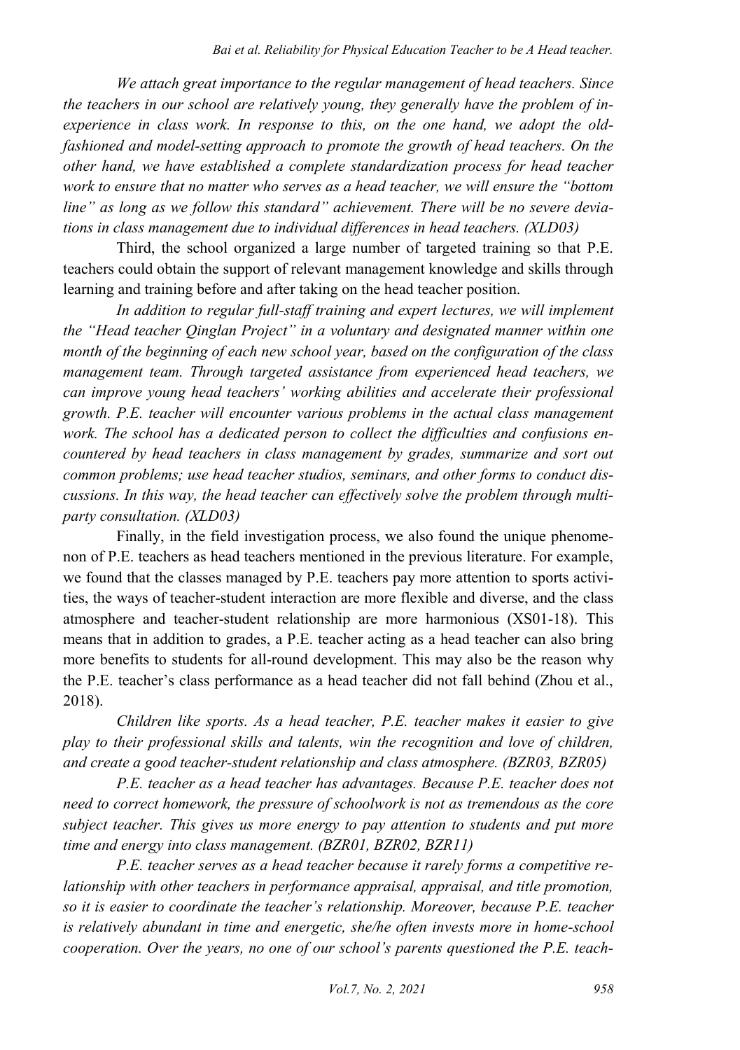*We attach great importance to the regular management of head teachers. Since the teachers in our school are relatively young, they generally have the problem of inexperience in class work. In response to this, on the one hand, we adopt the old-fashioned and model-setting approach to promote the growth of head teachers. On the other hand, we have established a complete standardization process for head teacher work to ensure that no matter who serves as a head teacher, we will ensure the "bottom line" as long as we follow this standard" achievement. There will be no severe deviations in class management due to individual differences in head teachers. (XLD03)*

Third, the school organized a large number of targeted training so that P.E. teachers could obtain the support of relevant management knowledge and skills through learning and training before and after taking on the head teacher position.

*In addition to regular full-staff training and expert lectures, we will implement the "Head teacher Qinglan Project" in a voluntary and designated manner within one month of the beginning of each new school year, based on the configuration of the class management team. Through targeted assistance from experienced head teachers, we can improve young head teachers' working abilities and accelerate their professional growth. P.E. teacher will encounter various problems in the actual class management work. The school has a dedicated person to collect the difficulties and confusions encountered by head teachers in class management by grades, summarize and sort out common problems; use head teacher studios, seminars, and other forms to conduct discussions. In this way, the head teacher can effectively solve the problem through multi-party consultation. (XLD03)*

Finally, in the field investigation process, we also found the unique phenomenon of P.E. teachers as head teachers mentioned in the previous literature. For example, we found that the classes managed by P.E. teachers pay more attention to sports activities, the ways of teacher-student interaction are more flexible and diverse, and the class atmosphere and teacher-student relationship are more harmonious (XS01-18). This means that in addition to grades, a P.E. teacher acting as a head teacher can also bring more benefits to students for all-round development. This may also be the reason why the P.E. teacher's class performance as a head teacher did not fall behind (Zhou et al., 2018).

*Children like sports. As a head teacher, P.E. teacher makes it easier to give play to their professional skills and talents, win the recognition and love of children, and create a good teacher-student relationship and class atmosphere. (BZR03, BZR05)*

*P.E. teacher as a head teacher has advantages. Because P.E. teacher does not need to correct homework, the pressure of schoolwork is not as tremendous as the core subject teacher. This gives us more energy to pay attention to students and put more time and energy into class management. (BZR01, BZR02, BZR11)*

*P.E. teacher serves as a head teacher because it rarely forms a competitive relationship with other teachers in performance appraisal, appraisal, and title promotion, so it is easier to coordinate the teacher's relationship. Moreover, because P.E. teacher is relatively abundant in time and energetic, she/he often invests more in home-school cooperation. Over the years, no one of our school's parents questioned the P.E. teach-*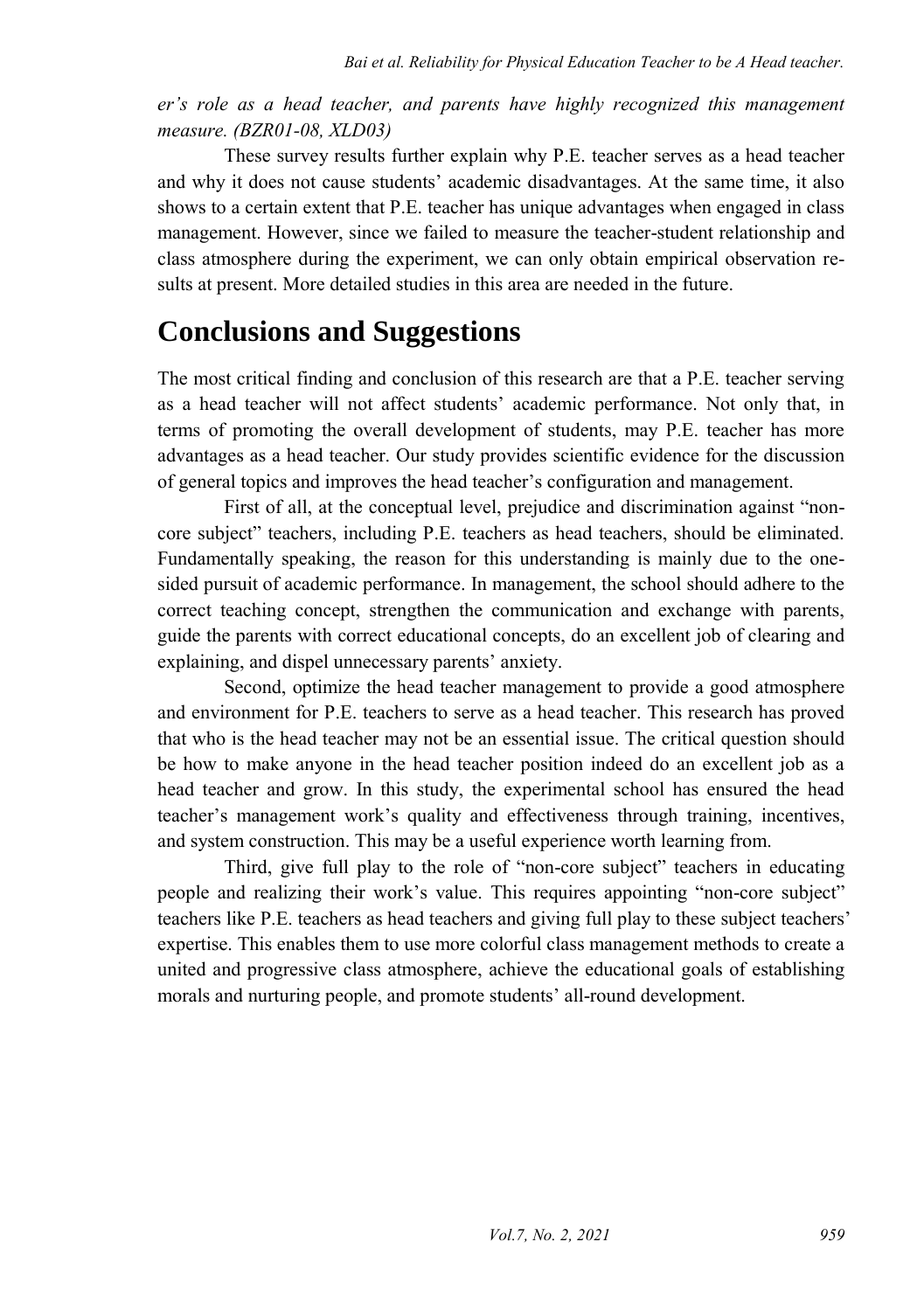*er's role as a head teacher, and parents have highly recognized this management measure. (BZR01-08, XLD03)*

These survey results further explain why P.E. teacher serves as a head teacher and why it does not cause students' academic disadvantages. At the same time, it also shows to a certain extent that P.E. teacher has unique advantages when engaged in class management. However, since we failed to measure the teacher-student relationship and class atmosphere during the experiment, we can only obtain empirical observation results at present. More detailed studies in this area are needed in the future.

# Conclusions and Suggestions

The most critical finding and conclusion of this research are that a P.E. teacher serving as a head teacher will not affect students' academic performance. Not only that, in terms of promoting the overall development of students, may P.E. teacher has more advantages as a head teacher. Our study provides scientific evidence for the discussion of general topics and improves the head teacher's configuration and management.

First of all, at the conceptual level, prejudice and discrimination against "non-core subject" teachers, including P.E. teachers as head teachers, should be eliminated. Fundamentally speaking, the reason for this understanding is mainly due to the one-sided pursuit of academic performance. In management, the school should adhere to the correct teaching concept, strengthen the communication and exchange with parents, guide the parents with correct educational concepts, do an excellent job of clearing and explaining, and dispel unnecessary parents' anxiety.

Second, optimize the head teacher management to provide a good atmosphere and environment for P.E. teachers to serve as a head teacher. This research has proved that who is the head teacher may not be an essential issue. The critical question should be how to make anyone in the head teacher position indeed do an excellent job as a head teacher and grow. In this study, the experimental school has ensured the head teacher's management work's quality and effectiveness through training, incentives, and system construction. This may be a useful experience worth learning from.

Third, give full play to the role of "non-core subject" teachers in educating people and realizing their work's value. This requires appointing "non-core subject" teachers like P.E. teachers as head teachers and giving full play to these subject teachers' expertise. This enables them to use more colorful class management methods to create a united and progressive class atmosphere, achieve the educational goals of establishing morals and nurturing people, and promote students' all-round development.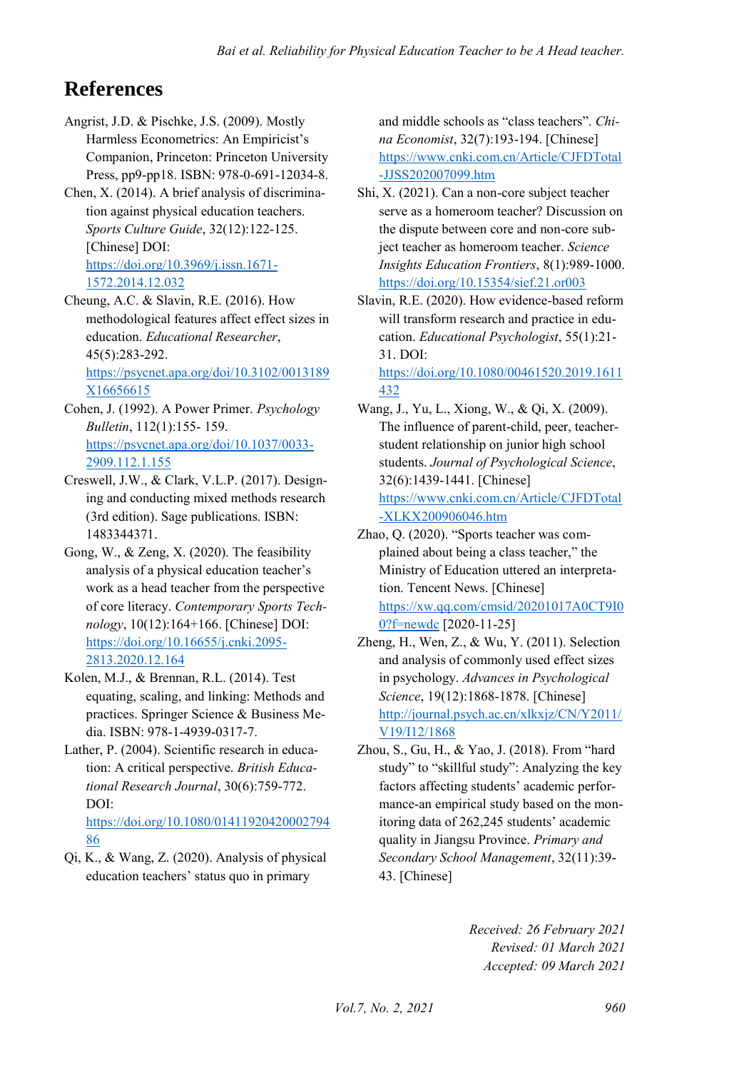## References

Angrist, J.D. & Pischke, J.S. (2009). Mostly Harmless Econometrics: An Empiricist's Companion, Princeton: Princeton University Press, pp9-pp18. ISBN: 978-0-691-12034-8.

Chen, X. (2014). A brief analysis of discrimination against physical education teachers. *Sports Culture Guide*, 32(12):122-125. [Chinese] DOI: https://doi.org/10.3969/j.issn.1671-1572.2014.12.032

Cheung, A.C. & Slavin, R.E. (2016). How methodological features affect effect sizes in education. *Educational Researcher*, 45(5):283-292. https://psycnet.apa.org/doi/10.3102/0013189X16656615

Cohen, J. (1992). A Power Primer. *Psychology Bulletin*, 112(1):155- 159. https://psycnet.apa.org/doi/10.1037/0033-2909.112.1.155

Creswell, J.W., & Clark, V.L.P. (2017). Designing and conducting mixed methods research (3rd edition). Sage publications. ISBN: 1483344371.

Gong, W., & Zeng, X. (2020). The feasibility analysis of a physical education teacher's work as a head teacher from the perspective of core literacy. *Contemporary Sports Technology*, 10(12):164+166. [Chinese] DOI: https://doi.org/10.16655/j.cnki.2095-2813.2020.12.164

Kolen, M.J., & Brennan, R.L. (2014). Test equating, scaling, and linking: Methods and practices. Springer Science & Business Media. ISBN: 978-1-4939-0317-7.

Lather, P. (2004). Scientific research in education: A critical perspective. *British Educational Research Journal*, 30(6):759-772. DOI: https://doi.org/10.1080/0141192042000279486

Qi, K., & Wang, Z. (2020). Analysis of physical education teachers' status quo in primary and middle schools as "class teachers". *China Economist*, 32(7):193-194. [Chinese] https://www.cnki.com.cn/Article/CJFDTotal-JJSS202007099.htm

Shi, X. (2021). Can a non-core subject teacher serve as a homeroom teacher? Discussion on the dispute between core and non-core subject teacher as homeroom teacher. *Science Insights Education Frontiers*, 8(1):989-1000. https://doi.org/10.15354/sief.21.or003

Slavin, R.E. (2020). How evidence-based reform will transform research and practice in education. *Educational Psychologist*, 55(1):21-31. DOI: https://doi.org/10.1080/00461520.2019.1611432

Wang, J., Yu, L., Xiong, W., & Qi, X. (2009). The influence of parent-child, peer, teacher-student relationship on junior high school students. *Journal of Psychological Science*, 32(6):1439-1441. [Chinese] https://www.cnki.com.cn/Article/CJFDTotal-XLKX200906046.htm

Zhao, Q. (2020). "Sports teacher was complained about being a class teacher," the Ministry of Education uttered an interpretation. Tencent News. [Chinese] https://xw.qq.com/cmsid/20201017A0CT9I00?f=newdc [2020-11-25]

Zheng, H., Wen, Z., & Wu, Y. (2011). Selection and analysis of commonly used effect sizes in psychology. *Advances in Psychological Science*, 19(12):1868-1878. [Chinese] http://journal.psych.ac.cn/xlkxjz/CN/Y2011/V19/I12/1868

Zhou, S., Gu, H., & Yao, J. (2018). From "hard study" to "skillful study": Analyzing the key factors affecting students' academic performance-an empirical study based on the monitoring data of 262,245 students' academic quality in Jiangsu Province. *Primary and Secondary School Management*, 32(11):39-43. [Chinese]

*Received: 26 February 2021*
*Revised: 01 March 2021*
*Accepted: 09 March 2021*